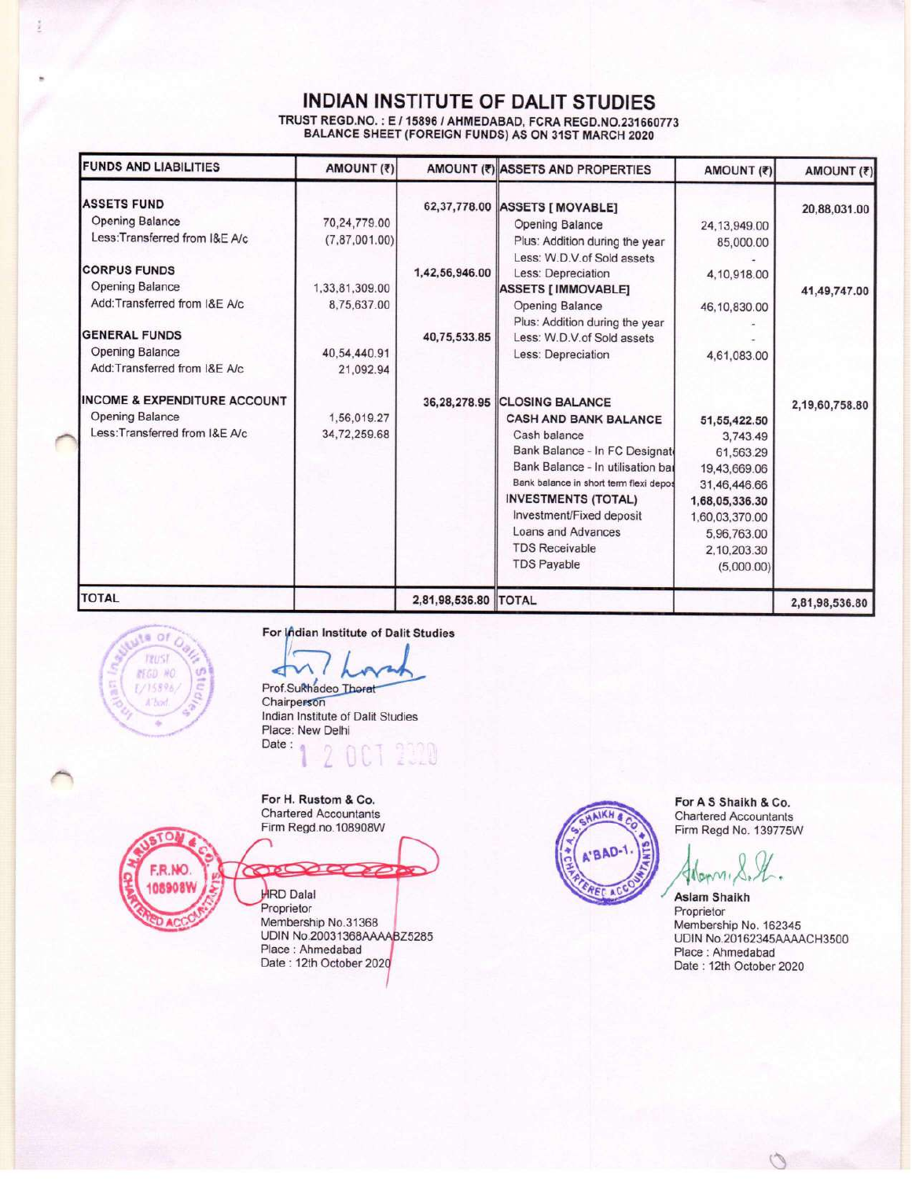# INDIAN INSTITUTE OF DALIT STUDIES

**TRUST REGD.NO. : E / 15896 / AHMEDABAD, FCRA REGD.NO.231660773**
**BALANCE SHEET (FOREIGN FUNDS) AS ON 31ST MARCH 2020**

| FUNDS AND LIABILITIES | AMOUNT (₹) | AMOUNT (₹) | ASSETS AND PROPERTIES | AMOUNT (₹) | AMOUNT (₹) |
|---|---|---|---|---|---|
| **ASSETS FUND** | | 62,37,778.00 | **ASSETS [ MOVABLE]** | | 20,88,031.00 |
| Opening Balance | 70,24,779.00 | | Opening Balance | 24,13,949.00 | |
| Less:Transferred from I&E A/c | (7,87,001.00) | | Plus: Addition during the year | 85,000.00 | |
| | | | Less: W.D.V.of Sold assets | - | |
| **CORPUS FUNDS** | | 1,42,56,946.00 | Less: Depreciation | 4,10,918.00 | |
| Opening Balance | 1,33,81,309.00 | | **ASSETS [ IMMOVABLE]** | | 41,49,747.00 |
| Add:Transferred from I&E A/c | 8,75,637.00 | | Opening Balance | 46,10,830.00 | |
| | | | Plus: Addition during the year | - | |
| **GENERAL FUNDS** | | 40,75,533.85 | Less: W.D.V.of Sold assets | - | |
| Opening Balance | 40,54,440.91 | | Less: Depreciation | 4,61,083.00 | |
| Add:Transferred from I&E A/c | 21,092.94 | | | | |
| **INCOME & EXPENDITURE ACCOUNT** | | 36,28,278.95 | **CLOSING BALANCE** | | 2,19,60,758.80 |
| Opening Balance | 1,56,019.27 | | **CASH AND BANK BALANCE** | 51,55,422.50 | |
| Less:Transferred from I&E A/c | 34,72,259.68 | | Cash balance | 3,743.49 | |
| | | | Bank Balance - In FC Designat | 61,563.29 | |
| | | | Bank Balance - In utilisation ba | 19,43,669.06 | |
| | | | Bank balance in short term flexi depos | 31,46,446.66 | |
| | | | **INVESTMENTS (TOTAL)** | 1,68,05,336.30 | |
| | | | Investment/Fixed deposit | 1,60,03,370.00 | |
| | | | Loans and Advances | 5,96,763.00 | |
| | | | TDS Receivable | 2,10,203.30 | |
| | | | TDS Payable | (5,000.00) | |
| **TOTAL** | | 2,81,98,536.80 | **TOTAL** | | 2,81,98,536.80 |

For Indian Institute of Dalit Studies

Prof.Sukhadeo Thorat
Chairperson
Indian Institute of Dalit Studies
Place: New Delhi
Date : 12 OCT 2020

For H. Rustom & Co.
Chartered Accountants
Firm Regd.no.108908W

HRD Dalal
Proprietor
Membership No.31368
UDIN No.20031368AAAABZ5285
Place : Ahmedabad
Date : 12th October 2020

For A S Shaikh & Co.
Chartered Accountants
Firm Regd No. 139775W

Aslam Shaikh
Proprietor
Membership No. 162345
UDIN No.20162345AAAACH3500
Place : Ahmedabad
Date : 12th October 2020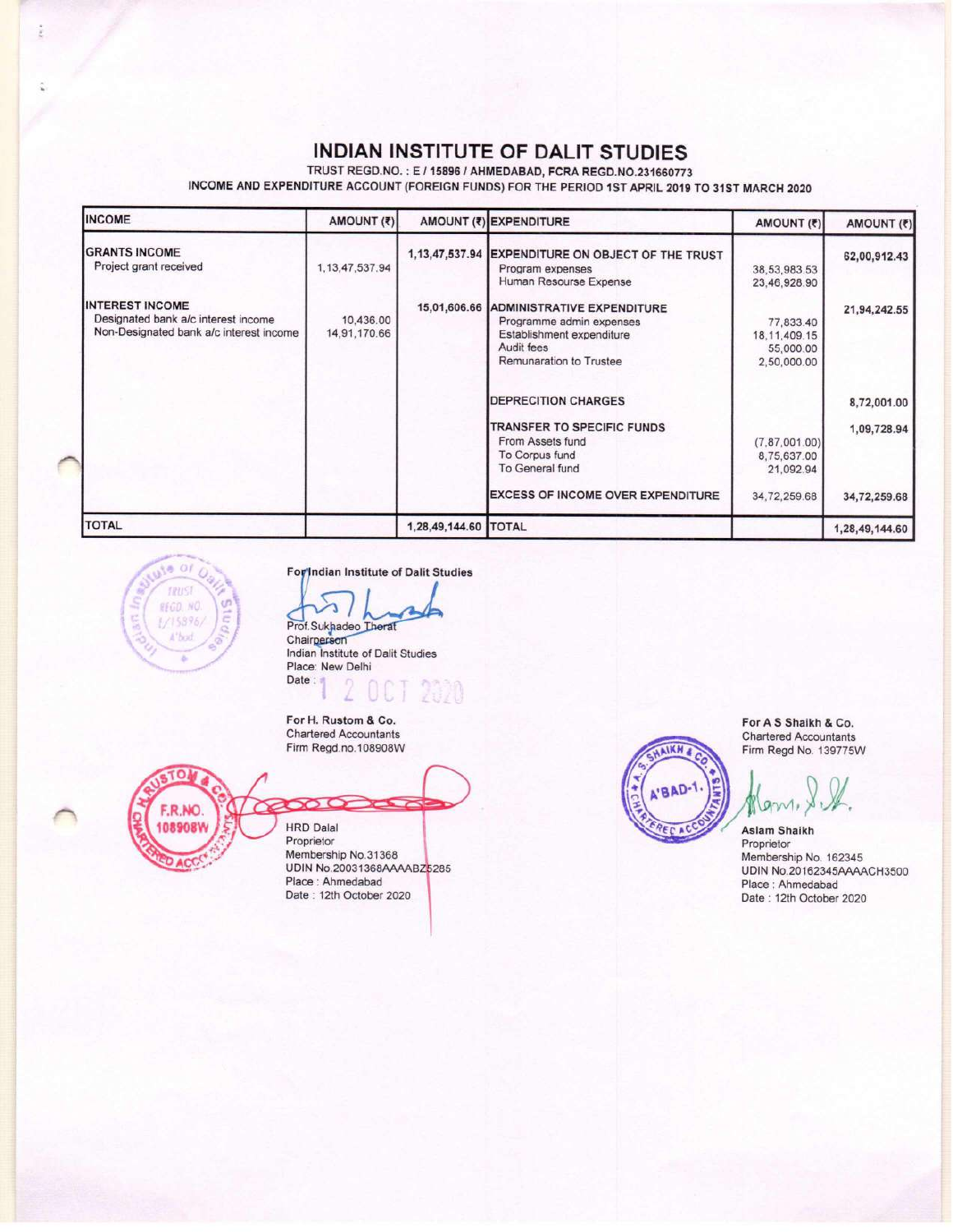# INDIAN INSTITUTE OF DALIT STUDIES

TRUST REGD.NO. : E / 15896 / AHMEDABAD, FCRA REGD.NO.231660773

INCOME AND EXPENDITURE ACCOUNT (FOREIGN FUNDS) FOR THE PERIOD 1ST APRIL 2019 TO 31ST MARCH 2020

| INCOME | AMOUNT (₹) | AMOUNT (₹) | EXPENDITURE | AMOUNT (₹) | AMOUNT (₹) |
|---|---|---|---|---|---|
| **GRANTS INCOME** | | 1,13,47,537.94 | **EXPENDITURE ON OBJECT OF THE TRUST** | | 62,00,912.43 |
| Project grant received | 1,13,47,537.94 | | Program expenses | 38,53,983.53 | |
| | | | Human Resourse Expense | 23,46,928.90 | |
| **INTEREST INCOME** | | 15,01,606.66 | **ADMINISTRATIVE EXPENDITURE** | | 21,94,242.55 |
| Designated bank a/c interest income | 10,436.00 | | Programme admin expenses | 77,833.40 | |
| Non-Designated bank a/c interest income | 14,91,170.66 | | Establishment expenditure | 18,11,409.15 | |
| | | | Audit fees | 55,000.00 | |
| | | | Remunaration to Trustee | 2,50,000.00 | |
| | | | **DEPRECITION CHARGES** | | 8,72,001.00 |
| | | | **TRANSFER TO SPECIFIC FUNDS** | | 1,09,728.94 |
| | | | From Assets fund | (7,87,001.00) | |
| | | | To Corpus fund | 8,75,637.00 | |
| | | | To General fund | 21,092.94 | |
| | | | **EXCESS OF INCOME OVER EXPENDITURE** | 34,72,259.68 | 34,72,259.68 |
| **TOTAL** | | 1,28,49,144.60 | **TOTAL** | | 1,28,49,144.60 |

For Indian Institute of Dalit Studies

Prof. Sukhadeo Thorat
Chairperson
Indian Institute of Dalit Studies
Place: New Delhi
Date : 12 OCT 2020

For H. Rustom & Co.
Chartered Accountants
Firm Regd.no.108908W

HRD Dalal
Proprietor
Membership No.31368
UDIN No.20031368AAAABZ5285
Place : Ahmedabad
Date : 12th October 2020

For A S Shaikh & Co.
Chartered Accountants
Firm Regd No. 139775W

Aslam Shaikh
Proprietor
Membership No. 162345
UDIN No.20162345AAAACH3500
Place : Ahmedabad
Date : 12th October 2020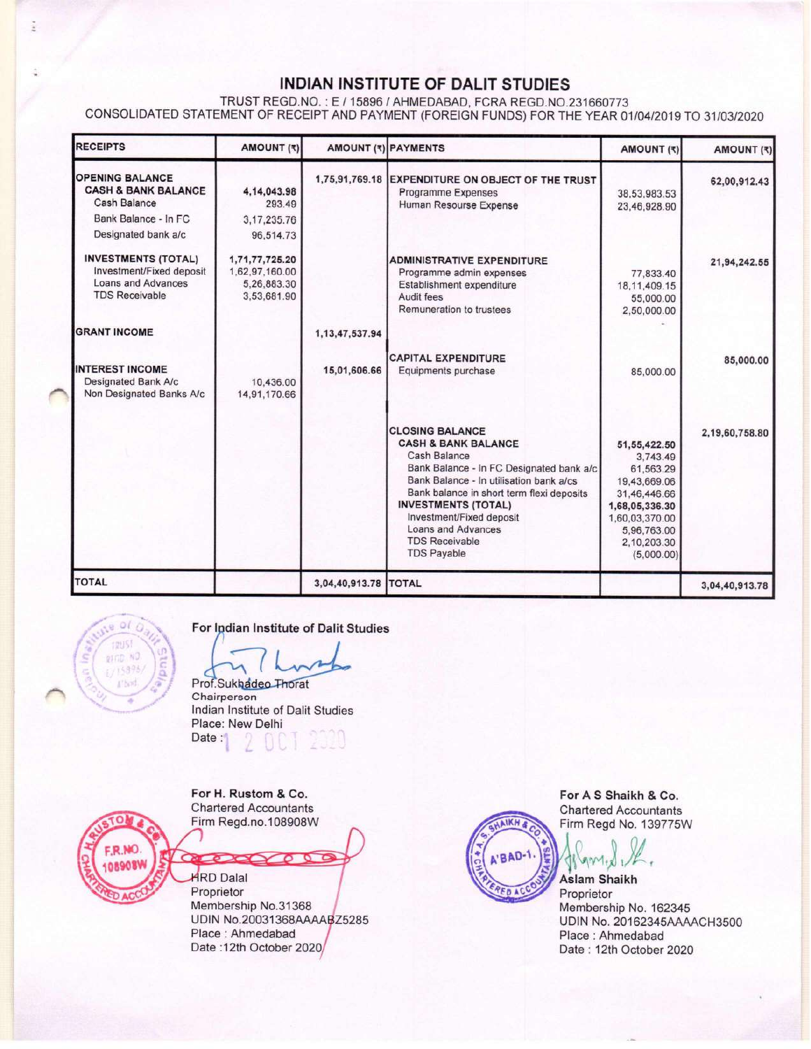# INDIAN INSTITUTE OF DALIT STUDIES

TRUST REGD.NO. : E / 15896 / AHMEDABAD, FCRA REGD.NO.231660773

CONSOLIDATED STATEMENT OF RECEIPT AND PAYMENT (FOREIGN FUNDS) FOR THE YEAR 01/04/2019 TO 31/03/2020

| RECEIPTS | AMOUNT (₹) | AMOUNT (₹) | PAYMENTS | AMOUNT (₹) | AMOUNT (₹) |
|---|---|---|---|---|---|
| **OPENING BALANCE** | | 1,75,91,769.18 | **EXPENDITURE ON OBJECT OF THE TRUST** | | 62,00,912.43 |
| **CASH & BANK BALANCE** | **4,14,043.98** | | Programme Expenses | 38,53,983.53 | |
| Cash Balance | 293.49 | | Human Resourse Expense | 23,46,928.90 | |
| Bank Balance - In FC | 3,17,235.76 | | | | |
| Designated bank a/c | 96,514.73 | | | | |
| **INVESTMENTS (TOTAL)** | **1,71,77,725.20** | | **ADMINISTRATIVE EXPENDITURE** | | 21,94,242.55 |
| Investment/Fixed deposit | 1,62,97,160.00 | | Programme admin expenses | 77,833.40 | |
| Loans and Advances | 5,26,883.30 | | Establishment expenditure | 18,11,409.15 | |
| TDS Receivable | 3,53,681.90 | | Audit fees | 55,000.00 | |
| | | | Remuneration to trustees | 2,50,000.00 | |
| **GRANT INCOME** | | 1,13,47,537.94 | | | |
| | | | **CAPITAL EXPENDITURE** | | 85,000.00 |
| **INTEREST INCOME** | | 15,01,606.66 | Equipments purchase | 85,000.00 | |
| Designated Bank A/c | 10,436.00 | | | | |
| Non Designated Banks A/c | 14,91,170.66 | | | | |
| | | | **CLOSING BALANCE** | | 2,19,60,758.80 |
| | | | **CASH & BANK BALANCE** | **51,55,422.50** | |
| | | | Cash Balance | 3,743.49 | |
| | | | Bank Balance - In FC Designated bank a/c | 61,563.29 | |
| | | | Bank Balance - In utilisation bank a/cs | 19,43,669.06 | |
| | | | Bank balance in short term flexi deposits | 31,46,446.66 | |
| | | | **INVESTMENTS (TOTAL)** | **1,68,05,336.30** | |
| | | | Investment/Fixed deposit | 1,60,03,370.00 | |
| | | | Loans and Advances | 5,96,763.00 | |
| | | | TDS Receivable | 2,10,203.30 | |
| | | | TDS Payable | (5,000.00) | |
| **TOTAL** | | 3,04,40,913.78 | **TOTAL** | | 3,04,40,913.78 |

For Indian Institute of Dalit Studies

Prof.Sukhadeo Thorat
Chairperson
Indian Institute of Dalit Studies
Place: New Delhi
Date : 12 OCT 2020

For H. Rustom & Co.
Chartered Accountants
Firm Regd.no.108908W

HRD Dalal
Proprietor
Membership No.31368
UDIN No.20031368AAAABZ5285
Place : Ahmedabad
Date :12th October 2020

For A S Shaikh & Co.
Chartered Accountants
Firm Regd No. 139775W

Aslam Shaikh
Proprietor
Membership No. 162345
UDIN No. 20162345AAAACH3500
Place : Ahmedabad
Date : 12th October 2020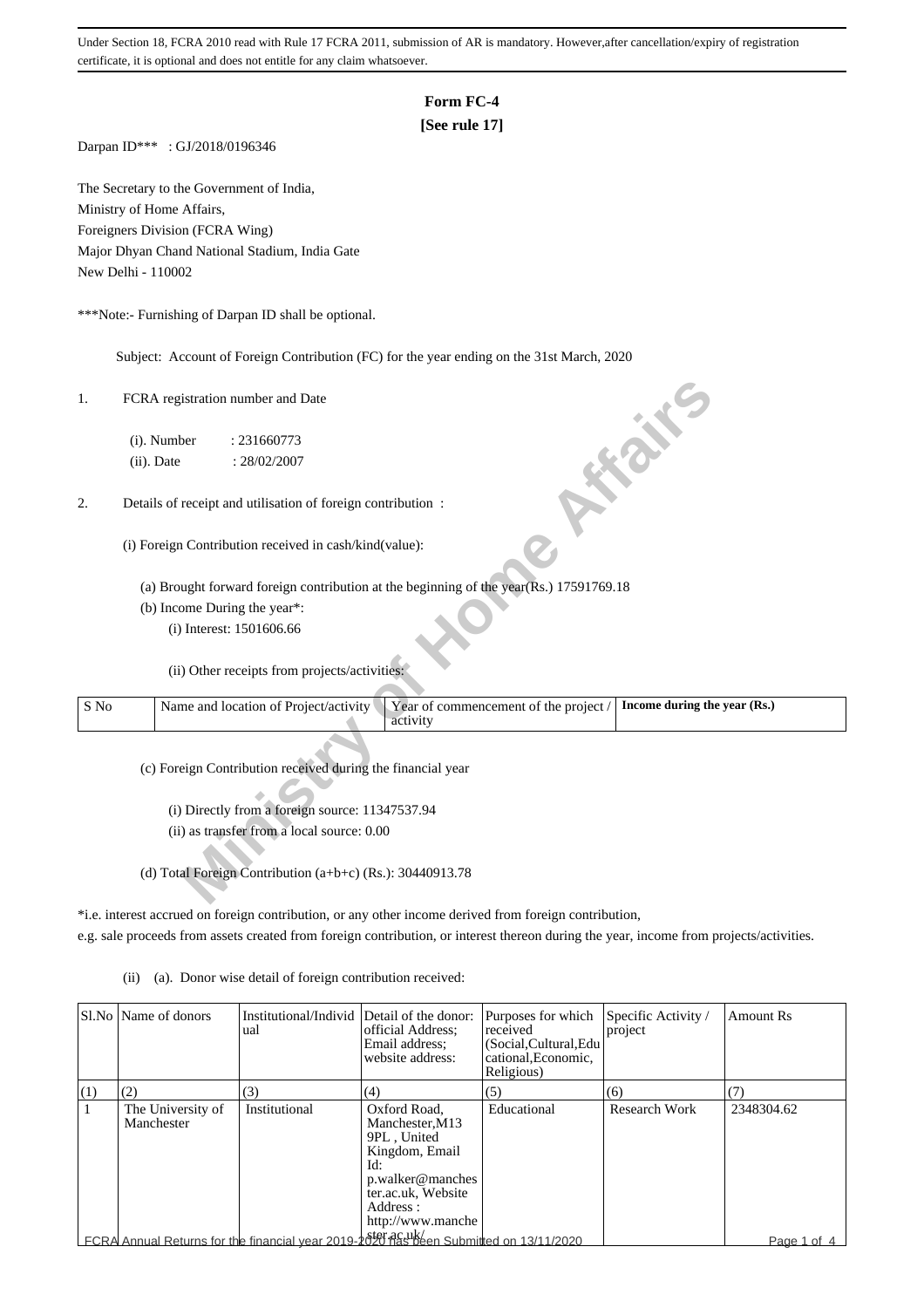Under Section 18, FCRA 2010 read with Rule 17 FCRA 2011, submission of AR is mandatory. However,after cancellation/expiry of registration certificate, it is optional and does not entitle for any claim whatsoever.

# Form FC-4

**[See rule 17]**

Darpan ID*** : GJ/2018/0196346

The Secretary to the Government of India,
Ministry of Home Affairs,
Foreigners Division (FCRA Wing)
Major Dhyan Chand National Stadium, India Gate
New Delhi - 110002

***Note:- Furnishing of Darpan ID shall be optional.

Subject: Account of Foreign Contribution (FC) for the year ending on the 31st March, 2020

1. FCRA registration number and Date

   (i). Number : 231660773

   (ii). Date : 28/02/2007

2. Details of receipt and utilisation of foreign contribution :

   (i) Foreign Contribution received in cash/kind(value):

   (a) Brought forward foreign contribution at the beginning of the year(Rs.) 17591769.18

   (b) Income During the year*:

   (i) Interest: 1501606.66

   (ii) Other receipts from projects/activities:

| S No | Name and location of Project/activity | Year of commencement of the project / activity | Income during the year (Rs.) |
|---|---|---|---|

   (c) Foreign Contribution received during the financial year

   (i) Directly from a foreign source: 11347537.94

   (ii) as transfer from a local source: 0.00

   (d) Total Foreign Contribution (a+b+c) (Rs.): 30440913.78

*i.e. interest accrued on foreign contribution, or any other income derived from foreign contribution, e.g. sale proceeds from assets created from foreign contribution, or interest thereon during the year, income from projects/activities.

(ii) (a). Donor wise detail of foreign contribution received:

| Sl.No | Name of donors | Institutional/Individual | Detail of the donor: official Address; Email address; website address: | Purposes for which received (Social,Cultural,Educational,Economic, Religious) | Specific Activity / project | Amount Rs |
|---|---|---|---|---|---|---|
| (1) | (2) | (3) | (4) | (5) | (6) | (7) |
| 1 | The University of Manchester | Institutional | Oxford Road, Manchester,M13 9PL , United Kingdom, Email Id: p.walker@manchester.ac.uk, Website Address : http://www.manchester.ac.uk/ | Educational | Research Work | 2348304.62 |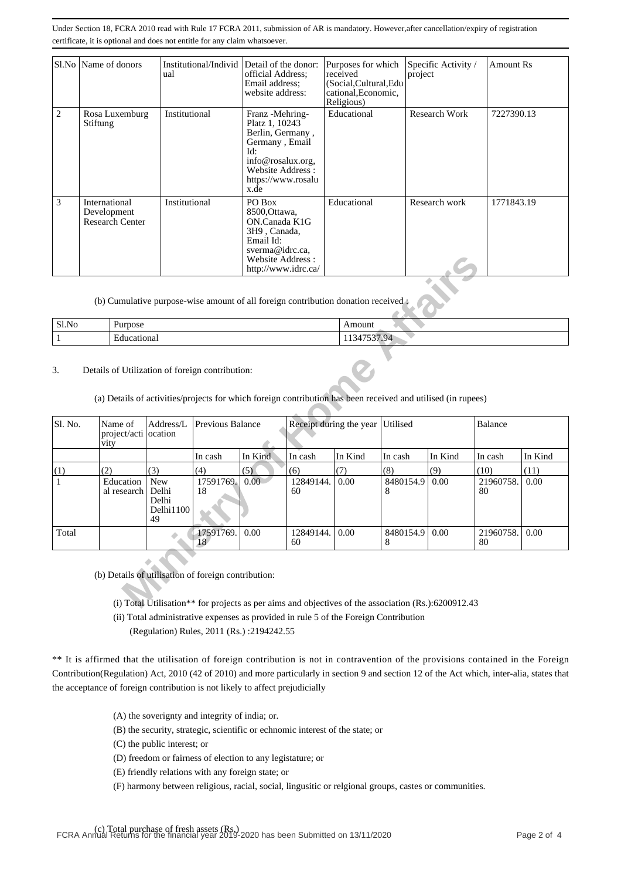Under Section 18, FCRA 2010 read with Rule 17 FCRA 2011, submission of AR is mandatory. However,after cancellation/expiry of registration certificate, it is optional and does not entitle for any claim whatsoever.

| Sl.No | Name of donors | Institutional/Individual | Detail of the donor: official Address; Email address; website address: | Purposes for which received (Social,Cultural,Educational,Economic, Religious) | Specific Activity / project | Amount Rs |
|---|---|---|---|---|---|---|
| 2 | Rosa Luxemburg Stiftung | Institutional | Franz -Mehring-Platz 1, 10243 Berlin, Germany , Germany , Email Id: info@rosalux.org, Website Address : https://www.rosalux.de | Educational | Research Work | 7227390.13 |
| 3 | International Development Research Center | Institutional | PO Box 8500,Ottawa, ON.Canada K1G 3H9 , Canada, Email Id: sverma@idrc.ca, Website Address : http://www.idrc.ca/ | Educational | Research work | 1771843.19 |

(b) Cumulative purpose-wise amount of all foreign contribution donation received :

| Sl.No | Purpose | Amount |
|---|---|---|
| 1 | Educational | 11347537.94 |

3. Details of Utilization of foreign contribution:

(a) Details of activities/projects for which foreign contribution has been received and utilised (in rupees)

| Sl. No. | Name of project/activity | Address/Location | Previous Balance | | Receipt during the year | | Utilised | | Balance | |
|---|---|---|---|---|---|---|---|---|---|---|
| | | | In cash | In Kind | In cash | In Kind | In cash | In Kind | In cash | In Kind |
| (1) | (2) | (3) | (4) | (5) | (6) | (7) | (8) | (9) | (10) | (11) |
| 1 | Educational research | New Delhi Delhi Delhi110049 | 17591769.18 | 0.00 | 12849144.60 | 0.00 | 8480154.98 | 0.00 | 21960758.80 | 0.00 |
| Total | | | 17591769.18 | 0.00 | 12849144.60 | 0.00 | 8480154.98 | 0.00 | 21960758.80 | 0.00 |

(b) Details of utilisation of foreign contribution:

(i) Total Utilisation** for projects as per aims and objectives of the association (Rs.):6200912.43

(ii) Total administrative expenses as provided in rule 5 of the Foreign Contribution (Regulation) Rules, 2011 (Rs.) :2194242.55

** It is affirmed that the utilisation of foreign contribution is not in contravention of the provisions contained in the Foreign Contribution(Regulation) Act, 2010 (42 of 2010) and more particularly in section 9 and section 12 of the Act which, inter-alia, states that the acceptance of foreign contribution is not likely to affect prejudicially

(A) the soverignty and integrity of india; or.

(B) the security, strategic, scientific or echnomic interest of the state; or

(C) the public interest; or

(D) freedom or fairness of election to any legistature; or

(E) friendly relations with any foreign state; or

(F) harmony between religious, racial, social, lingusitic or relgional groups, castes or communities.

(c) Total purchase of fresh assets (Rs.)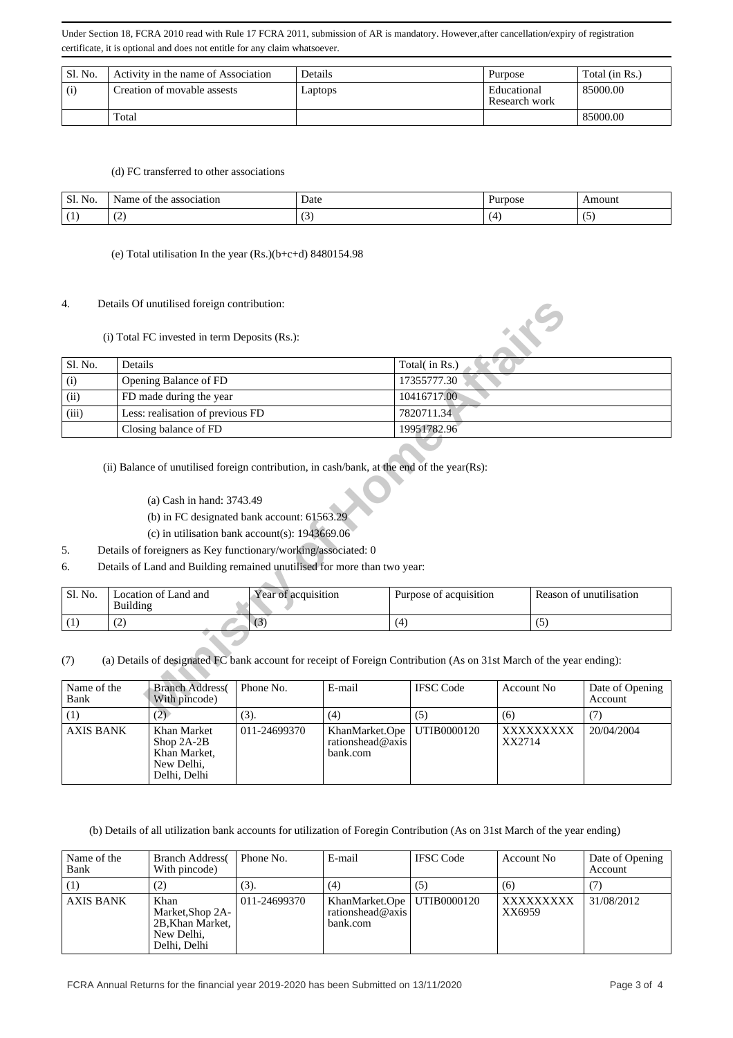Under Section 18, FCRA 2010 read with Rule 17 FCRA 2011, submission of AR is mandatory. However,after cancellation/expiry of registration certificate, it is optional and does not entitle for any claim whatsoever.

| Sl. No. | Activity in the name of Association | Details | Purpose | Total (in Rs.) |
|---|---|---|---|---|
| (i) | Creation of movable assests | Laptops | Educational Research work | 85000.00 |
| | Total | | | 85000.00 |

(d) FC transferred to other associations

| Sl. No. | Name of the association | Date | Purpose | Amount |
|---|---|---|---|---|
| (1) | (2) | (3) | (4) | (5) |

(e) Total utilisation In the year (Rs.)(b+c+d) 8480154.98

4. Details Of unutilised foreign contribution:

(i) Total FC invested in term Deposits (Rs.):

| Sl. No. | Details | Total( in Rs.) |
|---|---|---|
| (i) | Opening Balance of FD | 17355777.30 |
| (ii) | FD made during the year | 10416717.00 |
| (iii) | Less: realisation of previous FD | 7820711.34 |
| | Closing balance of FD | 19951782.96 |

(ii) Balance of unutilised foreign contribution, in cash/bank, at the end of the year(Rs):

(a) Cash in hand: 3743.49

(b) in FC designated bank account: 61563.29

(c) in utilisation bank account(s): 1943669.06

5. Details of foreigners as Key functionary/working/associated: 0

6. Details of Land and Building remained unutilised for more than two year:

| Sl. No. | Location of Land and Building | Year of acquisition | Purpose of acquisition | Reason of unutilisation |
|---|---|---|---|---|
| (1) | (2) | (3) | (4) | (5) |

(7) (a) Details of designated FC bank account for receipt of Foreign Contribution (As on 31st March of the year ending):

| Name of the Bank | Branch Address( With pincode) | Phone No. | E-mail | IFSC Code | Account No | Date of Opening Account |
|---|---|---|---|---|---|---|
| (1) | (2) | (3). | (4) | (5) | (6) | (7) |
| AXIS BANK | Khan Market Shop 2A-2B Khan Market, New Delhi, Delhi, Delhi | 011-24699370 | KhanMarket.Operationshead@axisbank.com | UTIB0000120 | XXXXXXXXXXX2714 | 20/04/2004 |

(b) Details of all utilization bank accounts for utilization of Foregin Contribution (As on 31st March of the year ending)

| Name of the Bank | Branch Address( With pincode) | Phone No. | E-mail | IFSC Code | Account No | Date of Opening Account |
|---|---|---|---|---|---|---|
| (1) | (2) | (3). | (4) | (5) | (6) | (7) |
| AXIS BANK | Khan Market,Shop 2A-2B,Khan Market, New Delhi, Delhi, Delhi | 011-24699370 | KhanMarket.Operationshead@axisbank.com | UTIB0000120 | XXXXXXXXXXX6959 | 31/08/2012 |

FCRA Annual Returns for the financial year 2019-2020 has been Submitted on 13/11/2020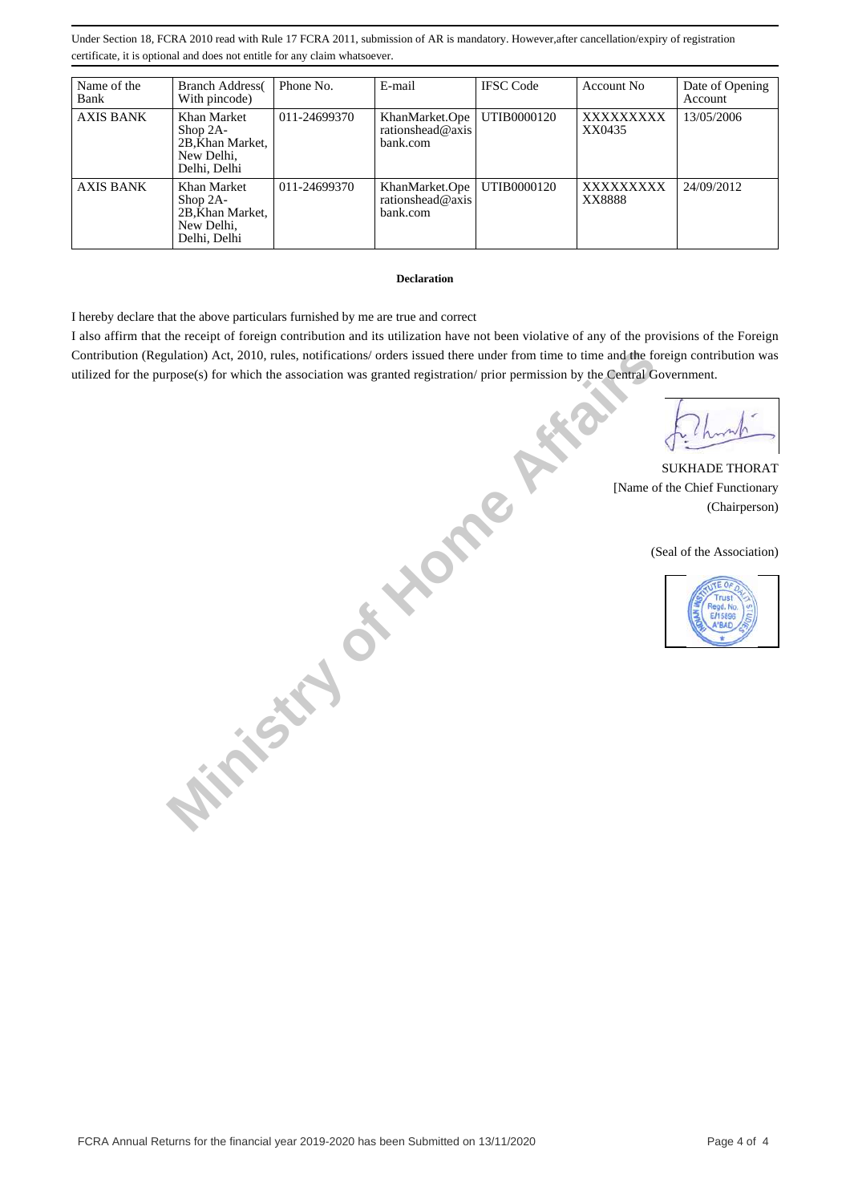Under Section 18, FCRA 2010 read with Rule 17 FCRA 2011, submission of AR is mandatory. However,after cancellation/expiry of registration certificate, it is optional and does not entitle for any claim whatsoever.

| Name of the Bank | Branch Address( With pincode) | Phone No. | E-mail | IFSC Code | Account No | Date of Opening Account |
|---|---|---|---|---|---|---|
| AXIS BANK | Khan Market Shop 2A-2B,Khan Market, New Delhi, Delhi, Delhi | 011-24699370 | KhanMarket.Operationshead@axisbank.com | UTIB0000120 | XXXXXXXXXXX0435 | 13/05/2006 |
| AXIS BANK | Khan Market Shop 2A-2B,Khan Market, New Delhi, Delhi, Delhi | 011-24699370 | KhanMarket.Operationshead@axisbank.com | UTIB0000120 | XXXXXXXXXXX8888 | 24/09/2012 |

**Declaration**

I hereby declare that the above particulars furnished by me are true and correct

I also affirm that the receipt of foreign contribution and its utilization have not been violative of any of the provisions of the Foreign Contribution (Regulation) Act, 2010, rules, notifications/ orders issued there under from time to time and the foreign contribution was utilized for the purpose(s) for which the association was granted registration/ prior permission by the Central Government.

SUKHADE THORAT
[Name of the Chief Functionary
(Chairperson)

(Seal of the Association)

FCRA Annual Returns for the financial year 2019-2020 has been Submitted on 13/11/2020